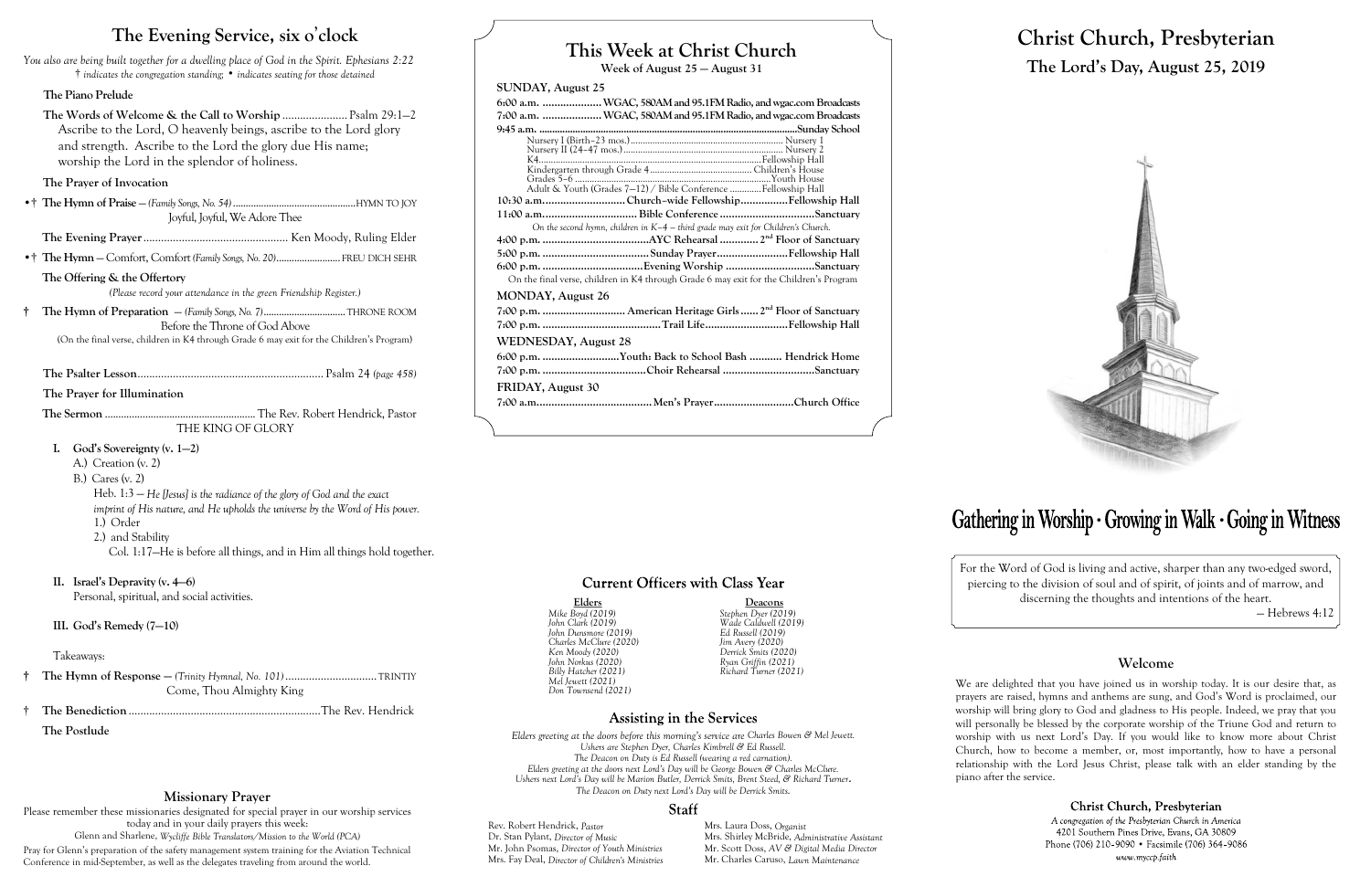# The Evening Service, six o'clock

*You also are being built together for a dwelling place of God in the Spirit. Ephesians 2:22*

*† indicates the congregation standing; • indicates seating for those detained*

**The Piano Prelude**

**The Words of Welcome & the Call to Worship** ...................... Psalm 29:1–2

Ascribe to the Lord, O heavenly beings, ascribe to the Lord glory and strength. Ascribe to the Lord the glory due His name; worship the Lord in the splendor of holiness.

**The Prayer of Invocation**

•† **The Hymn of Praise** — *(Family Songs, No. 54)* ................................................. HYMN TO JOY
Joyful, Joyful, We Adore Thee

**The Evening Prayer** ................................................. Ken Moody, Ruling Elder

•† **The Hymn** — Comfort, Comfort *(Family Songs, No. 20)* ......................... FREU DICH SEHR

**The Offering & the Offertory**

*(Please record your attendance in the green Friendship Register.)*

† **The Hymn of Preparation** — *(Family Songs, No. 7)* ................................ THRONE ROOM
Before the Throne of God Above
(On the final verse, children in K4 through Grade 6 may exit for the Children's Program)

**The Psalter Lesson** .............................................................. Psalm 24 *(page 458)*

**The Prayer for Illumination**

**The Sermon** ........................................................ The Rev. Robert Hendrick, Pastor
THE KING OF GLORY

I. **God's Sovereignty (v. 1–2)**
   - A.) Creation (v. 2)
   - B.) Cares (v. 2)
     - Heb. 1:3 — *He [Jesus] is the radiance of the glory of God and the exact imprint of His nature, and He upholds the universe by the Word of His power.*
     - 1.) Order
     - 2.) and Stability
       - Col. 1:17–He is before all things, and in Him all things hold together.

II. **Israel's Depravity (v. 4–6)**
   Personal, spiritual, and social activities.

III. **God's Remedy (7–10)**

Takeaways:

† **The Hymn of Response** — *(Trinity Hymnal, No. 101)* ............................... TRINTIY
Come, Thou Almighty King

† **The Benediction** ................................................................The Rev. Hendrick

**The Postlude**

## Missionary Prayer

Please remember these missionaries designated for special prayer in our worship services today and in your daily prayers this week:

Glenn and Sharlene, *Wycliffe Bible Translators/Mission to the World (PCA)*

Pray for Glenn's preparation of the safety management system training for the Aviation Technical Conference in mid-September, as well as the delegates traveling from around the world.

# This Week at Christ Church

**Week of August 25 — August 31**

**SUNDAY, August 25**

6:00 a.m. .................... WGAC, 580AM and 95.1FM Radio, and wgac.com Broadcasts
7:00 a.m. .................... WGAC, 580AM and 95.1FM Radio, and wgac.com Broadcasts
9:45 a.m. ......................................................................................Sunday School
- Nursery I (Birth–23 mos.) ............................................................ Nursery 1
- Nursery II (24–47 mos.) ............................................................... Nursery 2
- K4 ................................................................................... Fellowship Hall
- Kindergarten through Grade 4 ......................................... Children's House
- Grades 5–6 ........................................................................... Youth House
- Adult & Youth (Grades 7–12) / Bible Conference ............. Fellowship Hall

10:30 a.m. ........................... Church-wide Fellowship ................ Fellowship Hall
11:00 a.m. ................................ Bible Conference .................................Sanctuary
*On the second hymn, children in K–4 – third grade may exit for Children's Church.*
4:00 p.m. ......................................AYC Rehearsal ............. 2nd Floor of Sanctuary
5:00 p.m. .................................... Sunday Prayer ........................ Fellowship Hall
6:00 p.m. ..................................Evening Worship ..............................Sanctuary
On the final verse, children in K4 through Grade 6 may exit for the Children's Program

**MONDAY, August 26**

7:00 p.m. ............................ American Heritage Girls ...... 2nd Floor of Sanctuary
7:00 p.m. ........................................Trail Life............................Fellowship Hall

**WEDNESDAY, August 28**

6:00 p.m. ...........................Youth: Back to School Bash ........... Hendrick Home
7:00 p.m. ...................................Choir Rehearsal ...............................Sanctuary

**FRIDAY, August 30**

7:00 a.m. ......................................Men's Prayer..........................Church Office

## Current Officers with Class Year

| Elders | Deacons |
|---|---|
| *Mike Boyd (2019)* | *Stephen Dyer (2019)* |
| *John Clark (2019)* | *Wade Caldwell (2019)* |
| *John Dunsmore (2019)* | *Ed Russell (2019)* |
| *Charles McClure (2020)* | *Jim Avery (2020)* |
| *Ken Moody (2020)* | *Derrick Smits (2020)* |
| *John Norkus (2020)* | *Ryan Griffin (2021)* |
| *Billy Hatcher (2021)* | *Richard Turner (2021)* |
| *Mel Jewett (2021)* | |
| *Don Townsend (2021)* | |

## Assisting in the Services

*Elders greeting at the doors before this morning's service are Charles Bowen & Mel Jewett.*
*Ushers are Stephen Dyer, Charles Kimbrell & Ed Russell.*
*The Deacon on Duty is Ed Russell (wearing a red carnation).*
*Elders greeting at the doors next Lord's Day will be George Bowen & Charles McClure.*
*Ushers next Lord's Day will be Marion Butler, Derrick Smits, Brent Steed, & Richard Turner.*
*The Deacon on Duty next Lord's Day will be Derrick Smits.*

## Staff

Rev. Robert Hendrick, *Pastor*
Dr. Stan Pylant, *Director of Music*
Mr. John Psomas, *Director of Youth Ministries*
Mrs. Fay Deal, *Director of Children's Ministries*
Mrs. Laura Doss, *Organist*
Mrs. Shirley McBride, *Administrative Assistant*
Mr. Scott Doss, *AV & Digital Media Director*
Mr. Charles Caruso, *Lawn Maintenance*

# Christ Church, Presbyterian

## The Lord's Day, August 25, 2019

**Gathering in Worship · Growing in Walk · Going in Witness**

For the Word of God is living and active, sharper than any two-edged sword, piercing to the division of soul and of spirit, of joints and of marrow, and discerning the thoughts and intentions of the heart.

— Hebrews 4:12

## Welcome

We are delighted that you have joined us in worship today. It is our desire that, as prayers are raised, hymns and anthems are sung, and God's Word is proclaimed, our worship will bring glory to God and gladness to His people. Indeed, we pray that you will personally be blessed by the corporate worship of the Triune God and return to worship with us next Lord's Day. If you would like to know more about Christ Church, how to become a member, or, most importantly, how to have a personal relationship with the Lord Jesus Christ, please talk with an elder standing by the piano after the service.

**Christ Church, Presbyterian**
*A congregation of the Presbyterian Church in America*
4201 Southern Pines Drive, Evans, GA 30809
Phone (706) 210-9090 • Facsimile (706) 364-9086
*www.myccp.faith*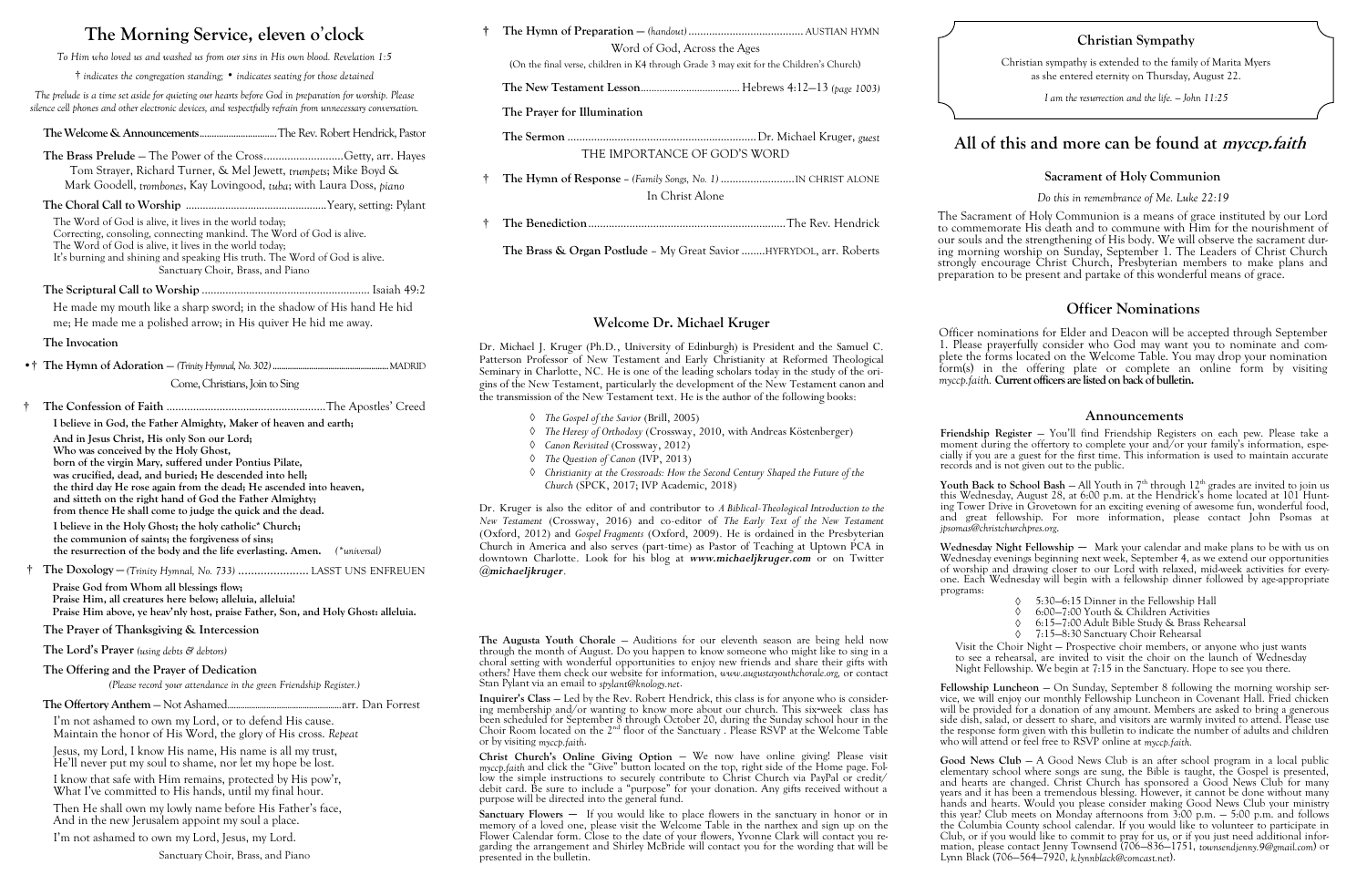# The Morning Service, eleven o'clock

*To Him who loved us and washed us from our sins in His own blood. Revelation 1:5*

† *indicates the congregation standing;* • *indicates seating for those detained*

*The prelude is a time set aside for quieting our hearts before God in preparation for worship. Please silence cell phones and other electronic devices, and respectfully refrain from unnecessary conversation.*

**The Welcome & Announcements**................................The Rev. Robert Hendrick, Pastor

**The Brass Prelude** – The Power of the Cross..........................Getty, arr. Hayes
Tom Strayer, Richard Turner, & Mel Jewett, *trumpets*; Mike Boyd & Mark Goodell, *trombones*, Kay Lovingood, *tuba*; with Laura Doss, *piano*

**The Choral Call to Worship** ...............................................Yeary, setting: Pylant

The Word of God is alive, it lives in the world today;
Correcting, consoling, connecting mankind. The Word of God is alive.
The Word of God is alive, it lives in the world today;
It's burning and shining and speaking His truth. The Word of God is alive.

Sanctuary Choir, Brass, and Piano

**The Scriptural Call to Worship** ............................................... Isaiah 49:2

He made my mouth like a sharp sword; in the shadow of His hand He hid me; He made me a polished arrow; in His quiver He hid me away.

**The Invocation**

•† **The Hymn of Adoration** – *(Trinity Hymnal, No. 302)*.............................................MADRID

Come, Christians, Join to Sing

† **The Confession of Faith** ................................................The Apostles' Creed

**I believe in God, the Father Almighty, Maker of heaven and earth;**
**And in Jesus Christ, His only Son our Lord;**
**Who was conceived by the Holy Ghost,**
**born of the virgin Mary, suffered under Pontius Pilate,**
**was crucified, dead, and buried; He descended into hell;**
**the third day He rose again from the dead; He ascended into heaven,**
**and sitteth on the right hand of God the Father Almighty;**
**from thence He shall come to judge the quick and the dead.**
**I believe in the Holy Ghost; the holy catholic\* Church;**
**the communion of saints; the forgiveness of sins;**
**the resurrection of the body and the life everlasting. Amen.** *(\*universal)*

† **The Doxology** – *(Trinity Hymnal, No. 733)* ........................ LASST UNS ENFREUEN

**Praise God from Whom all blessings flow;**
**Praise Him, all creatures here below; alleluia, alleluia!**
**Praise Him above, ye heav'nly host, praise Father, Son, and Holy Ghost: alleluia.**

**The Prayer of Thanksgiving & Intercession**

**The Lord's Prayer** *(using debts & debtors)*

**The Offering and the Prayer of Dedication**

*(Please record your attendance in the green Friendship Register.)*

**The Offertory Anthem** – Not Ashamed.....................................................arr. Dan Forrest

I'm not ashamed to own my Lord, or to defend His cause.
Maintain the honor of His Word, the glory of His cross. *Repeat*

Jesus, my Lord, I know His name, His name is all my trust,
He'll never put my soul to shame, nor let my hope be lost.

I know that safe with Him remains, protected by His pow'r,
What I've committed to His hands, until my final hour.

Then He shall own my lowly name before His Father's face,
And in the new Jerusalem appoint my soul a place.

I'm not ashamed to own my Lord, Jesus, my Lord.

Sanctuary Choir, Brass, and Piano

† **The Hymn of Preparation** – *(handout)* ........................................ AUSTIAN HYMN

Word of God, Across the Ages

(On the final verse, children in K4 through Grade 3 may exit for the Children's Church)

**The New Testament Lesson**..................................... Hebrews 4:12–13 *(page 1003)*

**The Prayer for Illumination**

**The Sermon** ..................................................................Dr. Michael Kruger, *guest*

THE IMPORTANCE OF GOD'S WORD

† **The Hymn of Response** – *(Family Songs, No. 1)* ..........................IN CHRIST ALONE

In Christ Alone

† **The Benediction**....................................................................The Rev. Hendrick

**The Brass & Organ Postlude** – My Great Savior ........HYFRYDOL, arr. Roberts

## Welcome Dr. Michael Kruger

Dr. Michael J. Kruger (Ph.D., University of Edinburgh) is President and the Samuel C. Patterson Professor of New Testament and Early Christianity at Reformed Theological Seminary in Charlotte, NC. He is one of the leading scholars today in the study of the origins of the New Testament, particularly the development of the New Testament canon and the transmission of the New Testament text. He is the author of the following books:

- *The Gospel of the Savior* (Brill, 2005)
- *The Heresy of Orthodoxy* (Crossway, 2010, with Andreas Köstenberger)
- *Canon Revisited* (Crossway, 2012)
- *The Question of Canon* (IVP, 2013)
- *Christianity at the Crossroads: How the Second Century Shaped the Future of the Church* (SPCK, 2017; IVP Academic, 2018)

Dr. Kruger is also the editor of and contributor to *A Biblical-Theological Introduction to the New Testament* (Crossway, 2016) and co-editor of *The Early Text of the New Testament* (Oxford, 2012) and *Gospel Fragments* (Oxford, 2009). He is ordained in the Presbyterian Church in America and also serves (part-time) as Pastor of Teaching at Uptown PCA in downtown Charlotte. Look for his blog at ***www.michaeljkruger.com*** or on Twitter ***@michaeljkruger***.

**The Augusta Youth Chorale** – Auditions for our eleventh season are being held now through the month of August. Do you happen to know someone who might like to sing in a choral setting with wonderful opportunities to enjoy new friends and share their gifts with others? Have them check our website for information, *www.augustayouthchorale.org,* or contact Stan Pylant via an email to *spylant@knology.net*.

**Inquirer's Class** – Led by the Rev. Robert Hendrick, this class is for anyone who is considering membership and/or wanting to know more about our church. This six-week class has been scheduled for September 8 through October 20, during the Sunday school hour in the Choir Room located on the 2nd floor of the Sanctuary . Please RSVP at the Welcome Table or by visiting *myccp.faith*.

**Christ Church's Online Giving Option** – We now have online giving! Please visit *myccp.faith* and click the "Give" button located on the top, right side of the Home page. Follow the simple instructions to securely contribute to Christ Church via PayPal or credit/debit card. Be sure to include a "purpose" for your donation. Any gifts received without a purpose will be directed into the general fund.

**Sanctuary Flowers** – If you would like to place flowers in the sanctuary in honor or in memory of a loved one, please visit the Welcome Table in the narthex and sign up on the Flower Calendar form. Close to the date of your flowers, Yvonne Clark will contact you regarding the arrangement and Shirley McBride will contact you for the wording that will be presented in the bulletin.

## Christian Sympathy

Christian sympathy is extended to the family of Marita Myers as she entered eternity on Thursday, August 22.

*I am the resurrection and the life. – John 11:25*

# All of this and more can be found at ***myccp.faith***

### Sacrament of Holy Communion

*Do this in remembrance of Me. Luke 22:19*

The Sacrament of Holy Communion is a means of grace instituted by our Lord to commemorate His death and to commune with Him for the nourishment of our souls and the strengthening of His body. We will observe the sacrament during morning worship on Sunday, September 1. The Leaders of Christ Church strongly encourage Christ Church, Presbyterian members to make plans and preparation to be present and partake of this wonderful means of grace.

## Officer Nominations

Officer nominations for Elder and Deacon will be accepted through September 1. Please prayerfully consider who God may want you to nominate and complete the forms located on the Welcome Table. You may drop your nomination form(s) in the offering plate or complete an online form by visiting *myccp.faith.* **Current officers are listed on back of bulletin.**

### Announcements

**Friendship Register** – You'll find Friendship Registers on each pew. Please take a moment during the offertory to complete your and/or your family's information, especially if you are a guest for the first time. This information is used to maintain accurate records and is not given out to the public.

**Youth Back to School Bash** – All Youth in 7th through 12th grades are invited to join us this Wednesday, August 28, at 6:00 p.m. at the Hendrick's home located at 101 Hunting Tower Drive in Grovetown for an exciting evening of awesome fun, wonderful food, and great fellowship. For more information, please contact John Psomas at *jpsomas@christchurchpres.org*.

**Wednesday Night Fellowship** – Mark your calendar and make plans to be with us on Wednesday evenings beginning next week, September 4, as we extend our opportunities of worship and drawing closer to our Lord with relaxed, mid-week activities for everyone. Each Wednesday will begin with a fellowship dinner followed by age-appropriate programs:

- 5:30–6:15 Dinner in the Fellowship Hall
- 6:00–7:00 Youth & Children Activities
- 6:15–7:00 Adult Bible Study & Brass Rehearsal
- 7:15–8:30 Sanctuary Choir Rehearsal

Visit the Choir Night – Prospective choir members, or anyone who just wants to see a rehearsal, are invited to visit the choir on the launch of Wednesday Night Fellowship. We begin at 7:15 in the Sanctuary. Hope to see you there.

**Fellowship Luncheon** – On Sunday, September 8 following the morning worship service, we will enjoy our monthly Fellowship Luncheon in Covenant Hall. Fried chicken will be provided for a donation of any amount. Members are asked to bring a generous side dish, salad, or dessert to share, and visitors are warmly invited to attend. Please use the response form given with this bulletin to indicate the number of adults and children who will attend or feel free to RSVP online at *myccp.faith.*

**Good News Club** – A Good News Club is an after school program in a local public elementary school where songs are sung, the Bible is taught, the Gospel is presented, and hearts are changed. Christ Church has sponsored a Good News Club for many years and it has been a tremendous blessing. However, it cannot be done without many hands and hearts. Would you please consider making Good News Club your ministry this year? Club meets on Monday afternoons from 3:00 p.m. – 5:00 p.m. and follows the Columbia County school calendar. If you would like to volunteer to participate in Club, or if you would like to commit to pray for us, or if you just need additional information, please contact Jenny Townsend (706–836–1751, *townsendjenny.9@gmail.com*) or Lynn Black (706–564–7920, *k.lynnblack@comcast.net*).